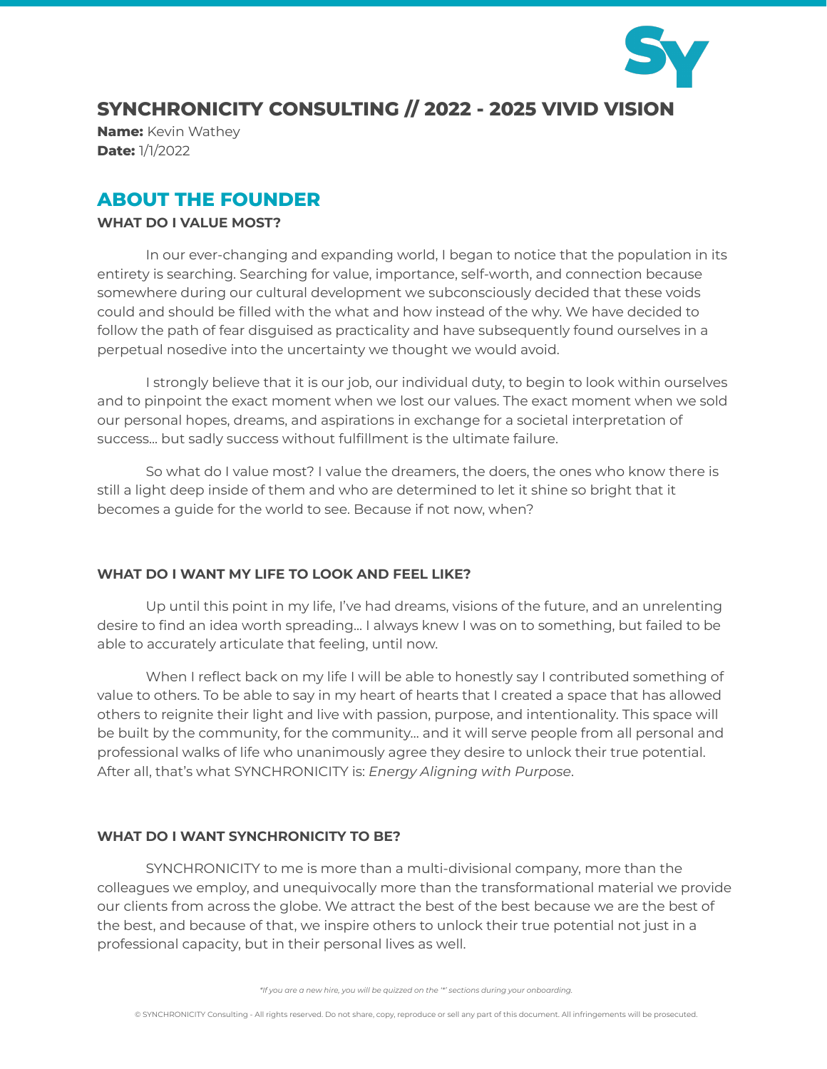# SYNCHRONICITY CONSULTING // 2022 - 2025 VIVID VISION

**Name:** Kevin Wathey
**Date:** 1/1/2022

## ABOUT THE FOUNDER

### WHAT DO I VALUE MOST?

In our ever-changing and expanding world, I began to notice that the population in its entirety is searching. Searching for value, importance, self-worth, and connection because somewhere during our cultural development we subconsciously decided that these voids could and should be filled with the what and how instead of the why. We have decided to follow the path of fear disguised as practicality and have subsequently found ourselves in a perpetual nosedive into the uncertainty we thought we would avoid.

I strongly believe that it is our job, our individual duty, to begin to look within ourselves and to pinpoint the exact moment when we lost our values. The exact moment when we sold our personal hopes, dreams, and aspirations in exchange for a societal interpretation of success… but sadly success without fulfillment is the ultimate failure.

So what do I value most? I value the dreamers, the doers, the ones who know there is still a light deep inside of them and who are determined to let it shine so bright that it becomes a guide for the world to see. Because if not now, when?

### WHAT DO I WANT MY LIFE TO LOOK AND FEEL LIKE?

Up until this point in my life, I've had dreams, visions of the future, and an unrelenting desire to find an idea worth spreading… I always knew I was on to something, but failed to be able to accurately articulate that feeling, until now.

When I reflect back on my life I will be able to honestly say I contributed something of value to others. To be able to say in my heart of hearts that I created a space that has allowed others to reignite their light and live with passion, purpose, and intentionality. This space will be built by the community, for the community… and it will serve people from all personal and professional walks of life who unanimously agree they desire to unlock their true potential. After all, that's what SYNCHRONICITY is: *Energy Aligning with Purpose*.

### WHAT DO I WANT SYNCHRONICITY TO BE?

SYNCHRONICITY to me is more than a multi-divisional company, more than the colleagues we employ, and unequivocally more than the transformational material we provide our clients from across the globe. We attract the best of the best because we are the best of the best, and because of that, we inspire others to unlock their true potential not just in a professional capacity, but in their personal lives as well.

*\*If you are a new hire, you will be quizzed on the '\*' sections during your onboarding.*

© SYNCHRONICITY Consulting - All rights reserved. Do not share, copy, reproduce or sell any part of this document. All infringements will be prosecuted.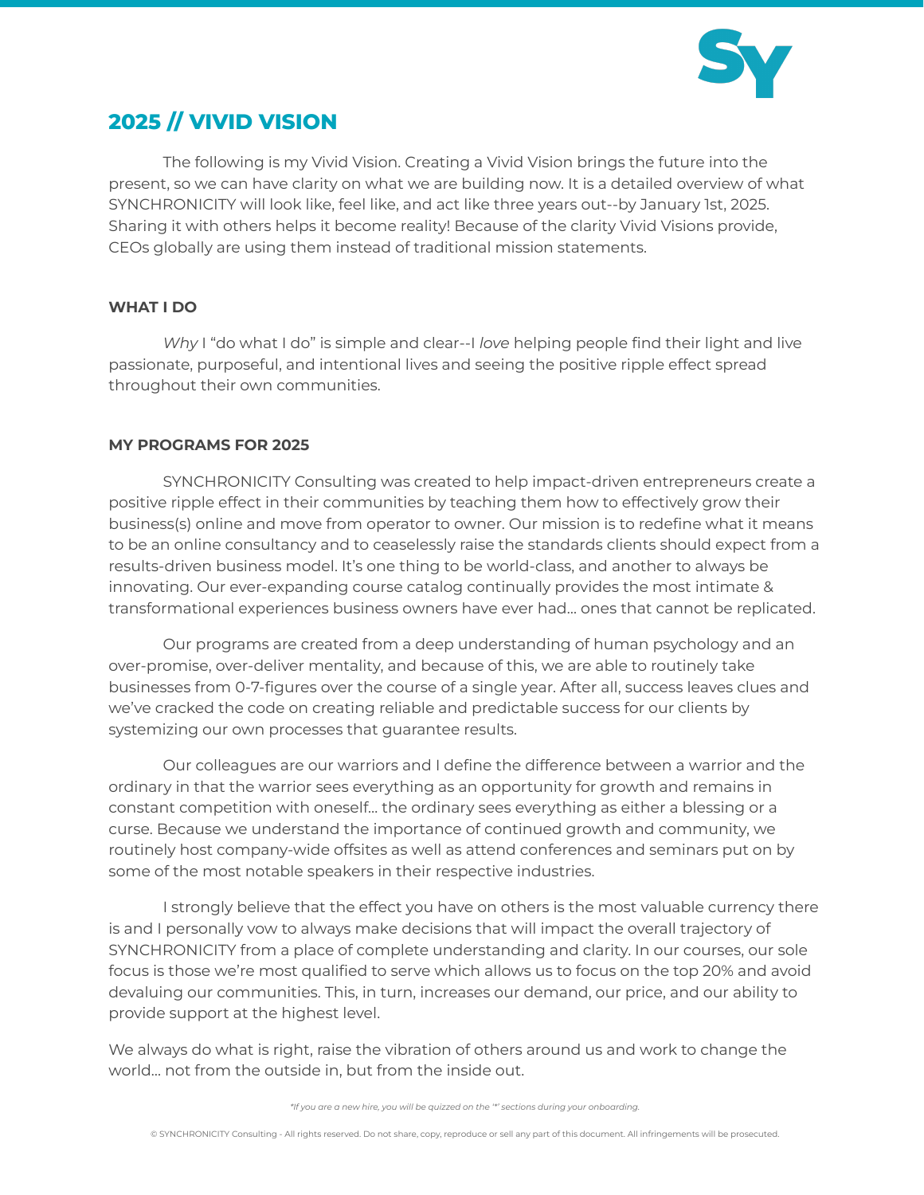## 2025 // VIVID VISION

The following is my Vivid Vision. Creating a Vivid Vision brings the future into the present, so we can have clarity on what we are building now. It is a detailed overview of what SYNCHRONICITY will look like, feel like, and act like three years out--by January 1st, 2025. Sharing it with others helps it become reality! Because of the clarity Vivid Visions provide, CEOs globally are using them instead of traditional mission statements.

### WHAT I DO

*Why* I "do what I do" is simple and clear--I *love* helping people find their light and live passionate, purposeful, and intentional lives and seeing the positive ripple effect spread throughout their own communities.

### MY PROGRAMS FOR 2025

SYNCHRONICITY Consulting was created to help impact-driven entrepreneurs create a positive ripple effect in their communities by teaching them how to effectively grow their business(s) online and move from operator to owner. Our mission is to redefine what it means to be an online consultancy and to ceaselessly raise the standards clients should expect from a results-driven business model. It's one thing to be world-class, and another to always be innovating. Our ever-expanding course catalog continually provides the most intimate & transformational experiences business owners have ever had... ones that cannot be replicated.

Our programs are created from a deep understanding of human psychology and an over-promise, over-deliver mentality, and because of this, we are able to routinely take businesses from 0-7-figures over the course of a single year. After all, success leaves clues and we've cracked the code on creating reliable and predictable success for our clients by systemizing our own processes that guarantee results.

Our colleagues are our warriors and I define the difference between a warrior and the ordinary in that the warrior sees everything as an opportunity for growth and remains in constant competition with oneself... the ordinary sees everything as either a blessing or a curse. Because we understand the importance of continued growth and community, we routinely host company-wide offsites as well as attend conferences and seminars put on by some of the most notable speakers in their respective industries.

I strongly believe that the effect you have on others is the most valuable currency there is and I personally vow to always make decisions that will impact the overall trajectory of SYNCHRONICITY from a place of complete understanding and clarity. In our courses, our sole focus is those we're most qualified to serve which allows us to focus on the top 20% and avoid devaluing our communities. This, in turn, increases our demand, our price, and our ability to provide support at the highest level.

We always do what is right, raise the vibration of others around us and work to change the world... not from the outside in, but from the inside out.

*\*If you are a new hire, you will be quizzed on the "\*" sections during your onboarding.*

© SYNCHRONICITY Consulting - All rights reserved. Do not share, copy, reproduce or sell any part of this document. All infringements will be prosecuted.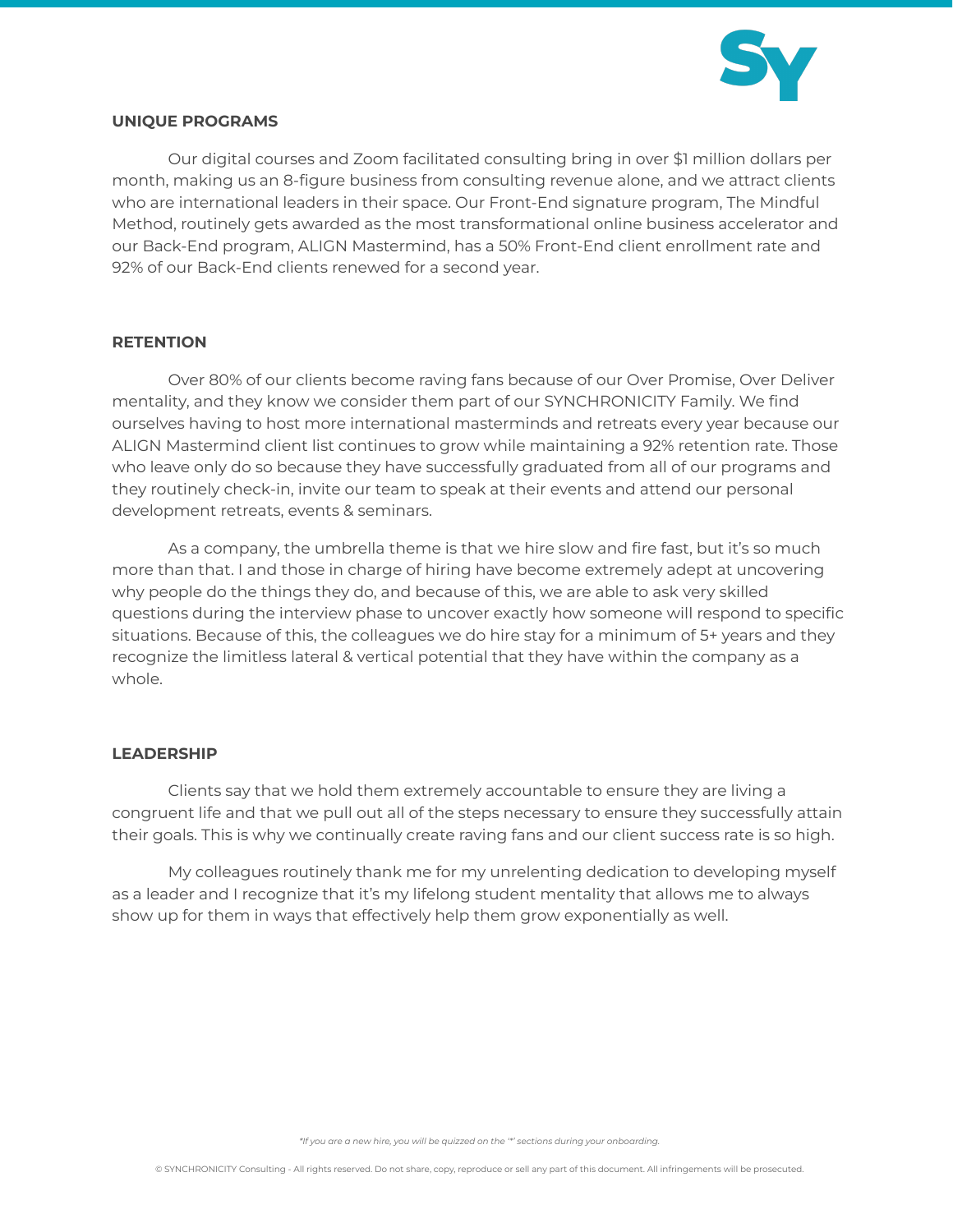## UNIQUE PROGRAMS

Our digital courses and Zoom facilitated consulting bring in over $1 million dollars per month, making us an 8-figure business from consulting revenue alone, and we attract clients who are international leaders in their space. Our Front-End signature program, The Mindful Method, routinely gets awarded as the most transformational online business accelerator and our Back-End program, ALIGN Mastermind, has a 50% Front-End client enrollment rate and 92% of our Back-End clients renewed for a second year.

## RETENTION

Over 80% of our clients become raving fans because of our Over Promise, Over Deliver mentality, and they know we consider them part of our SYNCHRONICITY Family. We find ourselves having to host more international masterminds and retreats every year because our ALIGN Mastermind client list continues to grow while maintaining a 92% retention rate. Those who leave only do so because they have successfully graduated from all of our programs and they routinely check-in, invite our team to speak at their events and attend our personal development retreats, events & seminars.

As a company, the umbrella theme is that we hire slow and fire fast, but it's so much more than that. I and those in charge of hiring have become extremely adept at uncovering why people do the things they do, and because of this, we are able to ask very skilled questions during the interview phase to uncover exactly how someone will respond to specific situations. Because of this, the colleagues we do hire stay for a minimum of 5+ years and they recognize the limitless lateral & vertical potential that they have within the company as a whole.

## LEADERSHIP

Clients say that we hold them extremely accountable to ensure they are living a congruent life and that we pull out all of the steps necessary to ensure they successfully attain their goals. This is why we continually create raving fans and our client success rate is so high.

My colleagues routinely thank me for my unrelenting dedication to developing myself as a leader and I recognize that it's my lifelong student mentality that allows me to always show up for them in ways that effectively help them grow exponentially as well.

*\*If you are a new hire, you will be quizzed on the '\*' sections during your onboarding.*

© SYNCHRONICITY Consulting - All rights reserved. Do not share, copy, reproduce or sell any part of this document. All infringements will be prosecuted.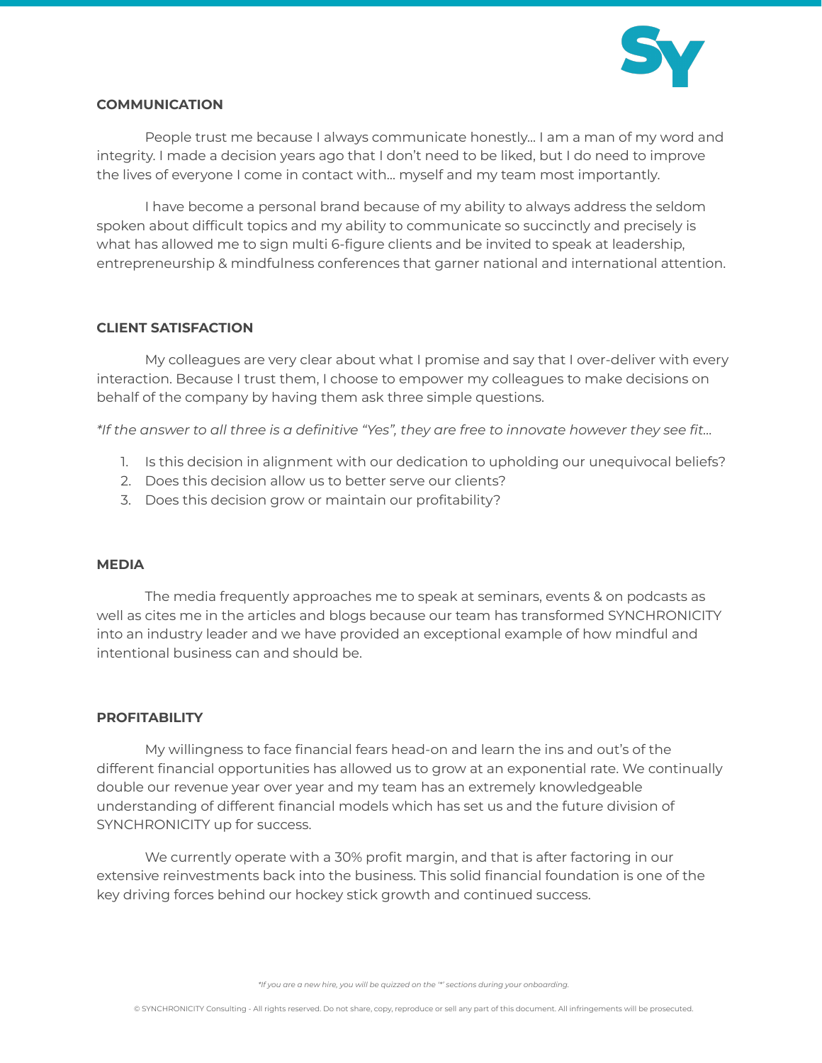## COMMUNICATION

People trust me because I always communicate honestly… I am a man of my word and integrity. I made a decision years ago that I don't need to be liked, but I do need to improve the lives of everyone I come in contact with… myself and my team most importantly.

I have become a personal brand because of my ability to always address the seldom spoken about difficult topics and my ability to communicate so succinctly and precisely is what has allowed me to sign multi 6-figure clients and be invited to speak at leadership, entrepreneurship & mindfulness conferences that garner national and international attention.

## CLIENT SATISFACTION

My colleagues are very clear about what I promise and say that I over-deliver with every interaction. Because I trust them, I choose to empower my colleagues to make decisions on behalf of the company by having them ask three simple questions.

*\*If the answer to all three is a definitive "Yes", they are free to innovate however they see fit…*

1. Is this decision in alignment with our dedication to upholding our unequivocal beliefs?
2. Does this decision allow us to better serve our clients?
3. Does this decision grow or maintain our profitability?

## MEDIA

The media frequently approaches me to speak at seminars, events & on podcasts as well as cites me in the articles and blogs because our team has transformed SYNCHRONICITY into an industry leader and we have provided an exceptional example of how mindful and intentional business can and should be.

## PROFITABILITY

My willingness to face financial fears head-on and learn the ins and out's of the different financial opportunities has allowed us to grow at an exponential rate. We continually double our revenue year over year and my team has an extremely knowledgeable understanding of different financial models which has set us and the future division of SYNCHRONICITY up for success.

We currently operate with a 30% profit margin, and that is after factoring in our extensive reinvestments back into the business. This solid financial foundation is one of the key driving forces behind our hockey stick growth and continued success.

*\*If you are a new hire, you will be quizzed on the "\*" sections during your onboarding.*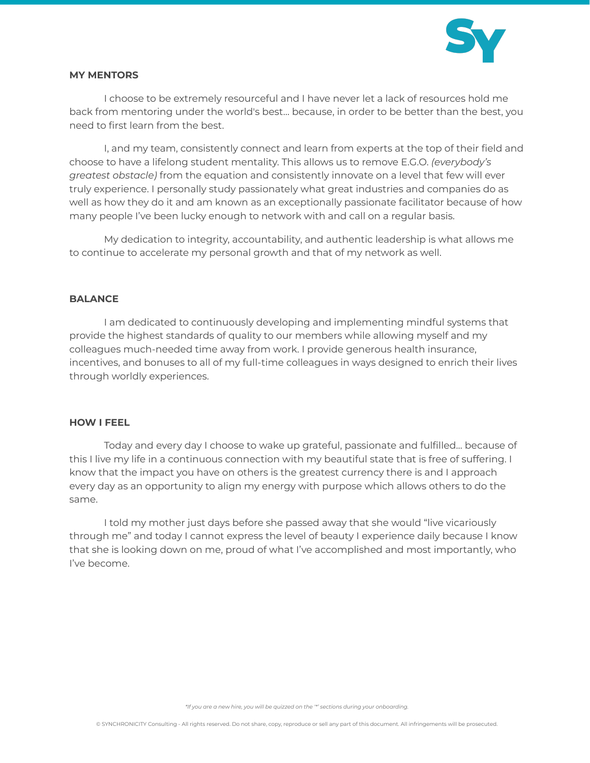## MY MENTORS

I choose to be extremely resourceful and I have never let a lack of resources hold me back from mentoring under the world's best... because, in order to be better than the best, you need to first learn from the best.

I, and my team, consistently connect and learn from experts at the top of their field and choose to have a lifelong student mentality. This allows us to remove E.G.O. *(everybody's greatest obstacle)* from the equation and consistently innovate on a level that few will ever truly experience. I personally study passionately what great industries and companies do as well as how they do it and am known as an exceptionally passionate facilitator because of how many people I've been lucky enough to network with and call on a regular basis.

My dedication to integrity, accountability, and authentic leadership is what allows me to continue to accelerate my personal growth and that of my network as well.

## BALANCE

I am dedicated to continuously developing and implementing mindful systems that provide the highest standards of quality to our members while allowing myself and my colleagues much-needed time away from work. I provide generous health insurance, incentives, and bonuses to all of my full-time colleagues in ways designed to enrich their lives through worldly experiences.

## HOW I FEEL

Today and every day I choose to wake up grateful, passionate and fulfilled... because of this I live my life in a continuous connection with my beautiful state that is free of suffering. I know that the impact you have on others is the greatest currency there is and I approach every day as an opportunity to align my energy with purpose which allows others to do the same.

I told my mother just days before she passed away that she would "live vicariously through me" and today I cannot express the level of beauty I experience daily because I know that she is looking down on me, proud of what I've accomplished and most importantly, who I've become.

*\*If you are a new hire, you will be quizzed on the '\*' sections during your onboarding.*

© SYNCHRONICITY Consulting - All rights reserved. Do not share, copy, reproduce or sell any part of this document. All infringements will be prosecuted.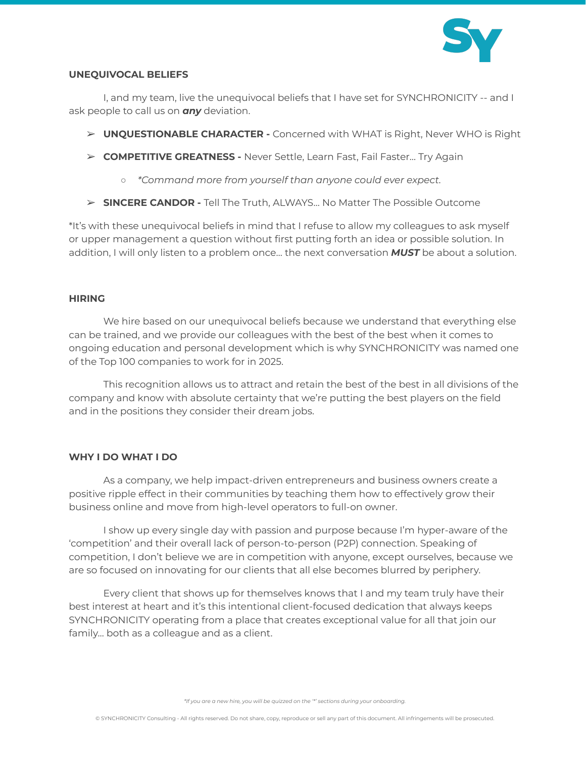## UNEQUIVOCAL BELIEFS

I, and my team, live the unequivocal beliefs that I have set for SYNCHRONICITY -- and I ask people to call us on ***any*** deviation.

- **UNQUESTIONABLE CHARACTER -** Concerned with WHAT is Right, Never WHO is Right
- **COMPETITIVE GREATNESS -** Never Settle, Learn Fast, Fail Faster… Try Again
  - *\*Command more from yourself than anyone could ever expect.*
- **SINCERE CANDOR -** Tell The Truth, ALWAYS… No Matter The Possible Outcome

*It's with these unequivocal beliefs in mind that I refuse to allow my colleagues to ask myself or upper management a question without first putting forth an idea or possible solution. In addition, I will only listen to a problem once… the next conversation ***MUST*** be about a solution.

## HIRING

We hire based on our unequivocal beliefs because we understand that everything else can be trained, and we provide our colleagues with the best of the best when it comes to ongoing education and personal development which is why SYNCHRONICITY was named one of the Top 100 companies to work for in 2025.

This recognition allows us to attract and retain the best of the best in all divisions of the company and know with absolute certainty that we're putting the best players on the field and in the positions they consider their dream jobs.

## WHY I DO WHAT I DO

As a company, we help impact-driven entrepreneurs and business owners create a positive ripple effect in their communities by teaching them how to effectively grow their business online and move from high-level operators to full-on owner.

I show up every single day with passion and purpose because I'm hyper-aware of the 'competition' and their overall lack of person-to-person (P2P) connection. Speaking of competition, I don't believe we are in competition with anyone, except ourselves, because we are so focused on innovating for our clients that all else becomes blurred by periphery.

Every client that shows up for themselves knows that I and my team truly have their best interest at heart and it's this intentional client-focused dedication that always keeps SYNCHRONICITY operating from a place that creates exceptional value for all that join our family… both as a colleague and as a client.

*\*If you are a new hire, you will be quizzed on the '\*' sections during your onboarding.*

© SYNCHRONICITY Consulting - All rights reserved. Do not share, copy, reproduce or sell any part of this document. All infringements will be prosecuted.